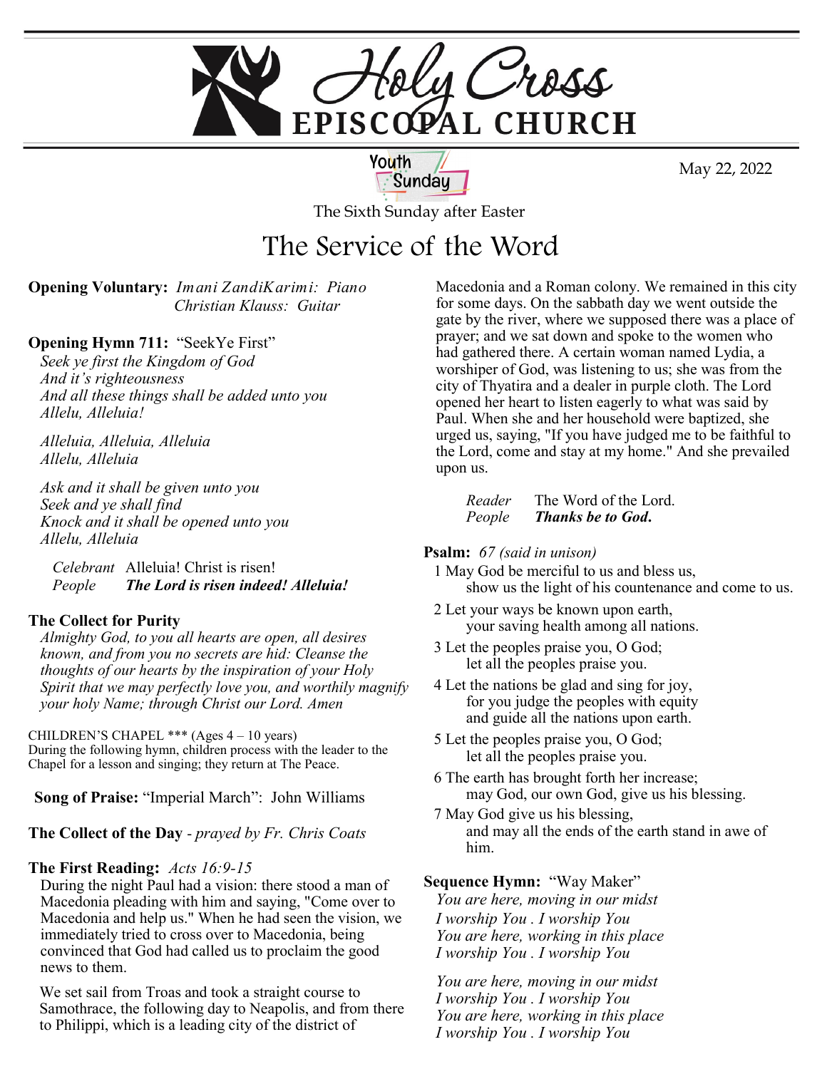# Holy Cross EPISCOPAL CHURCH

Youth Sunday

May 22, 2022

The Sixth Sunday after Easter

## The Service of the Word

**Opening Voluntary:** *Imani ZandiKarimi: Piano*
*Christian Klauss: Guitar*

**Opening Hymn 711:** "SeekYe First"

*Seek ye first the Kingdom of God*
*And it's righteousness*
*And all these things shall be added unto you*
*Allelu, Alleluia!*

*Alleluia, Alleluia, Alleluia*
*Allelu, Alleluia*

*Ask and it shall be given unto you*
*Seek and ye shall find*
*Knock and it shall be opened unto you*
*Allelu, Alleluia*

*Celebrant* Alleluia! Christ is risen!
*People* ***The Lord is risen indeed! Alleluia!***

**The Collect for Purity**

*Almighty God, to you all hearts are open, all desires known, and from you no secrets are hid: Cleanse the thoughts of our hearts by the inspiration of your Holy Spirit that we may perfectly love you, and worthily magnify your holy Name; through Christ our Lord. Amen*

CHILDREN'S CHAPEL *** (Ages 4 – 10 years)
During the following hymn, children process with the leader to the Chapel for a lesson and singing; they return at The Peace.

**Song of Praise:** "Imperial March": John Williams

**The Collect of the Day** - *prayed by Fr. Chris Coats*

**The First Reading:** *Acts 16:9-15*

During the night Paul had a vision: there stood a man of Macedonia pleading with him and saying, "Come over to Macedonia and help us." When he had seen the vision, we immediately tried to cross over to Macedonia, being convinced that God had called us to proclaim the good news to them.

We set sail from Troas and took a straight course to Samothrace, the following day to Neapolis, and from there to Philippi, which is a leading city of the district of Macedonia and a Roman colony. We remained in this city for some days. On the sabbath day we went outside the gate by the river, where we supposed there was a place of prayer; and we sat down and spoke to the women who had gathered there. A certain woman named Lydia, a worshiper of God, was listening to us; she was from the city of Thyatira and a dealer in purple cloth. The Lord opened her heart to listen eagerly to what was said by Paul. When she and her household were baptized, she urged us, saying, "If you have judged me to be faithful to the Lord, come and stay at my home." And she prevailed upon us.

*Reader* The Word of the Lord.
*People* ***Thanks be to God.***

**Psalm:** *67 (said in unison)*

1 May God be merciful to us and bless us,
show us the light of his countenance and come to us.

2 Let your ways be known upon earth,
your saving health among all nations.

3 Let the peoples praise you, O God;
let all the peoples praise you.

4 Let the nations be glad and sing for joy,
for you judge the peoples with equity
and guide all the nations upon earth.

5 Let the peoples praise you, O God;
let all the peoples praise you.

6 The earth has brought forth her increase;
may God, our own God, give us his blessing.

7 May God give us his blessing,
and may all the ends of the earth stand in awe of him.

**Sequence Hymn:** "Way Maker"

*You are here, moving in our midst*
*I worship You . I worship You*
*You are here, working in this place*
*I worship You . I worship You*

*You are here, moving in our midst*
*I worship You . I worship You*
*You are here, working in this place*
*I worship You . I worship You*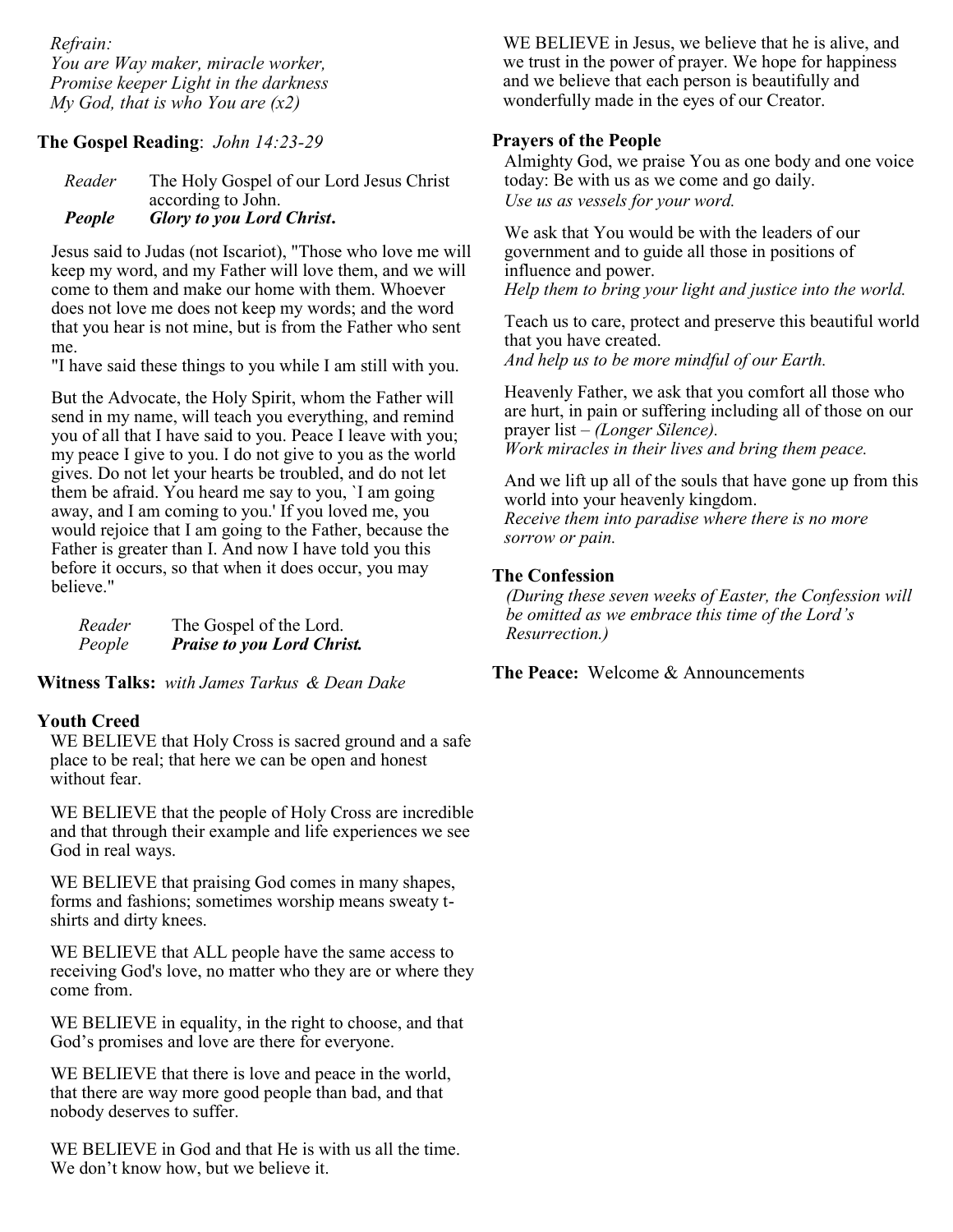*Refrain:*
*You are Way maker, miracle worker,*
*Promise keeper Light in the darkness*
*My God, that is who You are (x2)*

**The Gospel Reading**: *John 14:23-29*

*Reader* The Holy Gospel of our Lord Jesus Christ according to John.
***People*** ***Glory to you Lord Christ*****.**

Jesus said to Judas (not Iscariot), "Those who love me will keep my word, and my Father will love them, and we will come to them and make our home with them. Whoever does not love me does not keep my words; and the word that you hear is not mine, but is from the Father who sent me.
"I have said these things to you while I am still with you.

But the Advocate, the Holy Spirit, whom the Father will send in my name, will teach you everything, and remind you of all that I have said to you. Peace I leave with you; my peace I give to you. I do not give to you as the world gives. Do not let your hearts be troubled, and do not let them be afraid. You heard me say to you, `I am going away, and I am coming to you.' If you loved me, you would rejoice that I am going to the Father, because the Father is greater than I. And now I have told you this before it occurs, so that when it does occur, you may believe."

*Reader* The Gospel of the Lord.
*People* ***Praise to you Lord Christ.***

**Witness Talks:** *with James Tarkus & Dean Dake*

**Youth Creed**

WE BELIEVE that Holy Cross is sacred ground and a safe place to be real; that here we can be open and honest without fear.

WE BELIEVE that the people of Holy Cross are incredible and that through their example and life experiences we see God in real ways.

WE BELIEVE that praising God comes in many shapes, forms and fashions; sometimes worship means sweaty t-shirts and dirty knees.

WE BELIEVE that ALL people have the same access to receiving God's love, no matter who they are or where they come from.

WE BELIEVE in equality, in the right to choose, and that God's promises and love are there for everyone.

WE BELIEVE that there is love and peace in the world, that there are way more good people than bad, and that nobody deserves to suffer.

WE BELIEVE in God and that He is with us all the time. We don't know how, but we believe it.

WE BELIEVE in Jesus, we believe that he is alive, and we trust in the power of prayer. We hope for happiness and we believe that each person is beautifully and wonderfully made in the eyes of our Creator.

**Prayers of the People**

Almighty God, we praise You as one body and one voice today: Be with us as we come and go daily.
*Use us as vessels for your word.*

We ask that You would be with the leaders of our government and to guide all those in positions of influence and power.
*Help them to bring your light and justice into the world.*

Teach us to care, protect and preserve this beautiful world that you have created.
*And help us to be more mindful of our Earth.*

Heavenly Father, we ask that you comfort all those who are hurt, in pain or suffering including all of those on our prayer list – *(Longer Silence).*
*Work miracles in their lives and bring them peace.*

And we lift up all of the souls that have gone up from this world into your heavenly kingdom.
*Receive them into paradise where there is no more sorrow or pain.*

**The Confession**

*(During these seven weeks of Easter, the Confession will be omitted as we embrace this time of the Lord's Resurrection.)*

**The Peace:** Welcome & Announcements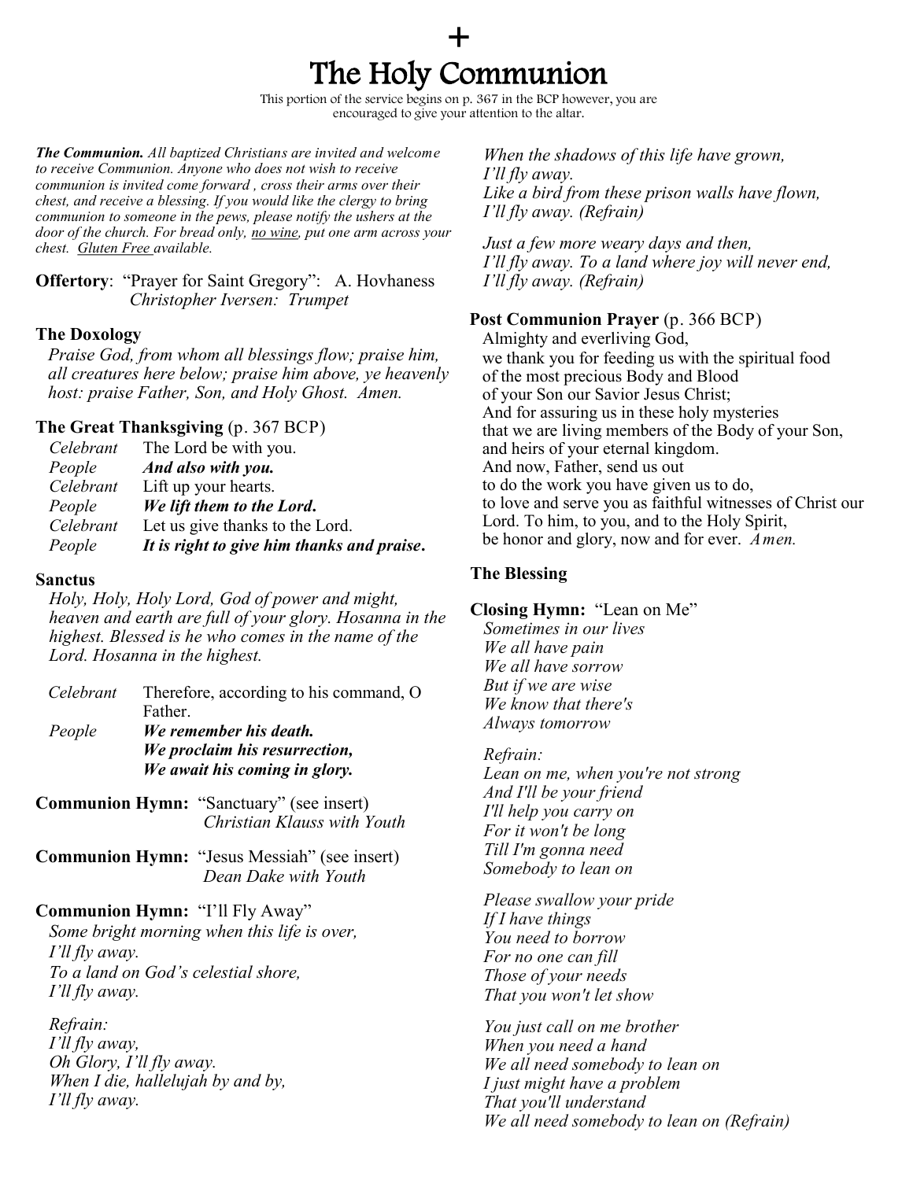# +
# The Holy Communion

This portion of the service begins on p. 367 in the BCP however, you are encouraged to give your attention to the altar.

***The Communion.*** *All baptized Christians are invited and welcome to receive Communion. Anyone who does not wish to receive communion is invited come forward , cross their arms over their chest, and receive a blessing. If you would like the clergy to bring communion to someone in the pews, please notify the ushers at the door of the church. For bread only, <u>no wine</u>, put one arm across your chest. <u>Gluten Free</u> available.*

**Offertory**: "Prayer for Saint Gregory": A. Hovhaness
*Christopher Iversen: Trumpet*

**The Doxology**

*Praise God, from whom all blessings flow; praise him, all creatures here below; praise him above, ye heavenly host: praise Father, Son, and Holy Ghost. Amen.*

**The Great Thanksgiving** (p. 367 BCP)

*Celebrant* The Lord be with you.
*People* ***And also with you.***
*Celebrant* Lift up your hearts.
*People* ***We lift them to the Lord.***
*Celebrant* Let us give thanks to the Lord.
*People* ***It is right to give him thanks and praise.***

**Sanctus**

*Holy, Holy, Holy Lord, God of power and might, heaven and earth are full of your glory. Hosanna in the highest. Blessed is he who comes in the name of the Lord. Hosanna in the highest.*

*Celebrant* Therefore, according to his command, O Father.
*People* ***We remember his death.***
***We proclaim his resurrection,***
***We await his coming in glory.***

**Communion Hymn:** "Sanctuary" (see insert)
*Christian Klauss with Youth*

**Communion Hymn:** "Jesus Messiah" (see insert)
*Dean Dake with Youth*

**Communion Hymn:** "I'll Fly Away"

*Some bright morning when this life is over,*
*I'll fly away.*
*To a land on God's celestial shore,*
*I'll fly away.*

*Refrain:*
*I'll fly away,*
*Oh Glory, I'll fly away.*
*When I die, hallelujah by and by,*
*I'll fly away.*

*When the shadows of this life have grown,*
*I'll fly away.*
*Like a bird from these prison walls have flown,*
*I'll fly away. (Refrain)*

*Just a few more weary days and then,*
*I'll fly away. To a land where joy will never end,*
*I'll fly away. (Refrain)*

**Post Communion Prayer** (p. 366 BCP)

Almighty and everliving God,
we thank you for feeding us with the spiritual food
of the most precious Body and Blood
of your Son our Savior Jesus Christ;
And for assuring us in these holy mysteries
that we are living members of the Body of your Son,
and heirs of your eternal kingdom.
And now, Father, send us out
to do the work you have given us to do,
to love and serve you as faithful witnesses of Christ our Lord. To him, to you, and to the Holy Spirit,
be honor and glory, now and for ever. *Amen.*

**The Blessing**

**Closing Hymn:** "Lean on Me"

*Sometimes in our lives*
*We all have pain*
*We all have sorrow*
*But if we are wise*
*We know that there's*
*Always tomorrow*

*Refrain:*
*Lean on me, when you're not strong*
*And I'll be your friend*
*I'll help you carry on*
*For it won't be long*
*Till I'm gonna need*
*Somebody to lean on*

*Please swallow your pride*
*If I have things*
*You need to borrow*
*For no one can fill*
*Those of your needs*
*That you won't let show*

*You just call on me brother*
*When you need a hand*
*We all need somebody to lean on*
*I just might have a problem*
*That you'll understand*
*We all need somebody to lean on (Refrain)*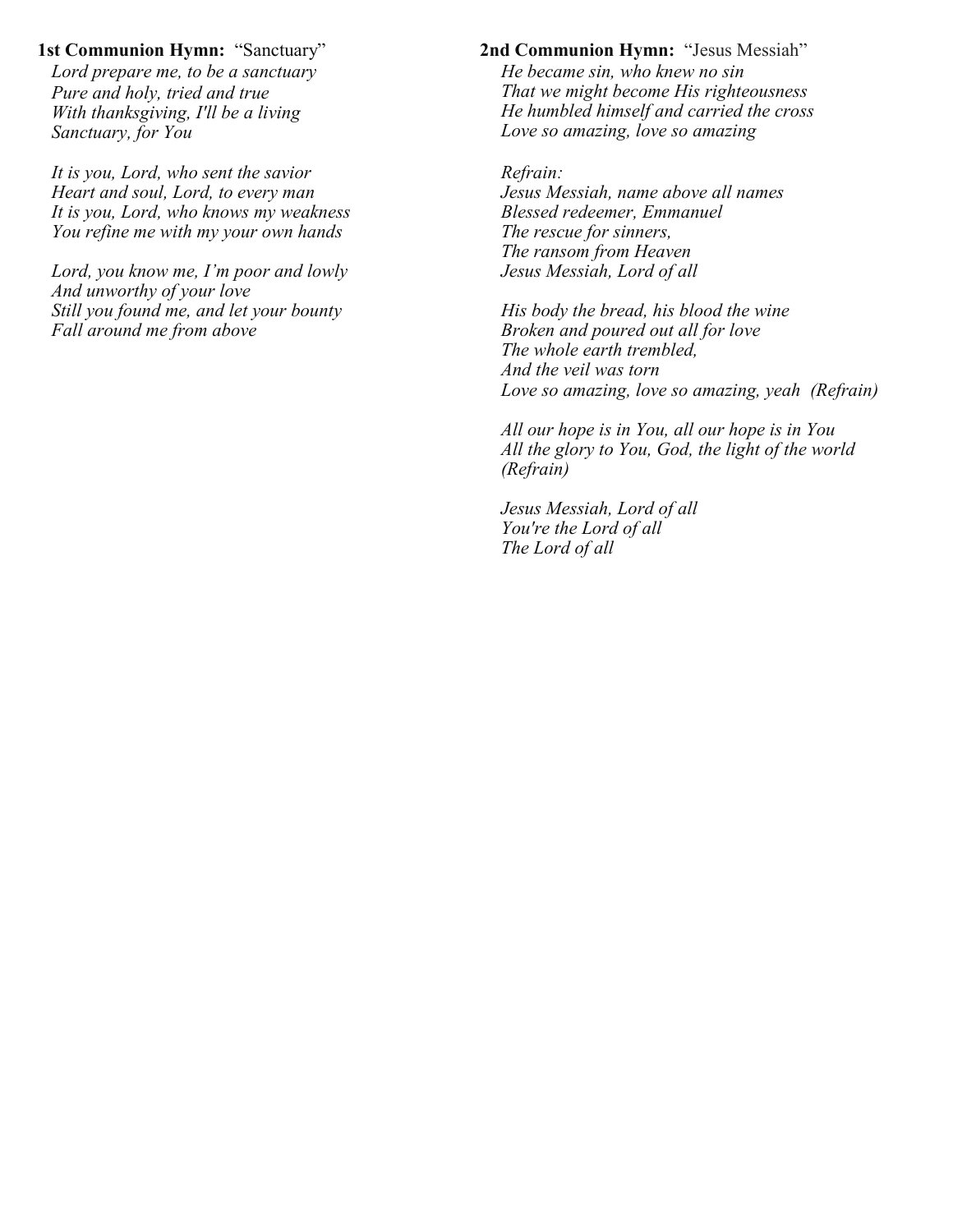**1st Communion Hymn:** "Sanctuary"

*Lord prepare me, to be a sanctuary*
*Pure and holy, tried and true*
*With thanksgiving, I'll be a living*
*Sanctuary, for You*

*It is you, Lord, who sent the savior*
*Heart and soul, Lord, to every man*
*It is you, Lord, who knows my weakness*
*You refine me with my your own hands*

*Lord, you know me, I'm poor and lowly*
*And unworthy of your love*
*Still you found me, and let your bounty*
*Fall around me from above*

**2nd Communion Hymn:** "Jesus Messiah"

*He became sin, who knew no sin*
*That we might become His righteousness*
*He humbled himself and carried the cross*
*Love so amazing, love so amazing*

*Refrain:*
*Jesus Messiah, name above all names*
*Blessed redeemer, Emmanuel*
*The rescue for sinners,*
*The ransom from Heaven*
*Jesus Messiah, Lord of all*

*His body the bread, his blood the wine*
*Broken and poured out all for love*
*The whole earth trembled,*
*And the veil was torn*
*Love so amazing, love so amazing, yeah (Refrain)*

*All our hope is in You, all our hope is in You*
*All the glory to You, God, the light of the world*
*(Refrain)*

*Jesus Messiah, Lord of all*
*You're the Lord of all*
*The Lord of all*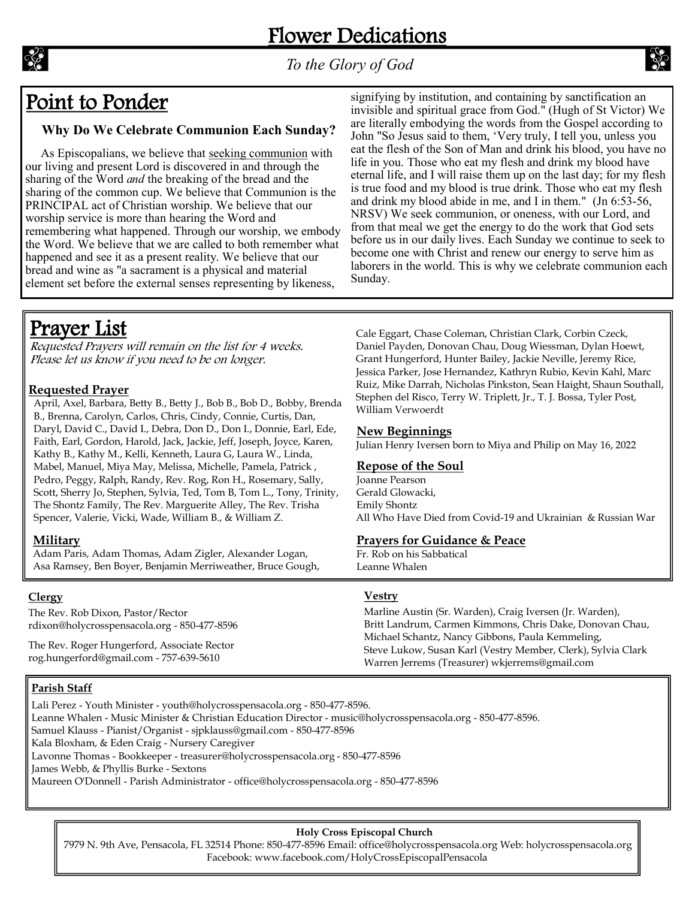# Flower Dedications

*To the Glory of God*

## Point to Ponder

**Why Do We Celebrate Communion Each Sunday?**

As Episcopalians, we believe that seeking communion with our living and present Lord is discovered in and through the sharing of the Word *and* the breaking of the bread and the sharing of the common cup. We believe that Communion is the PRINCIPAL act of Christian worship. We believe that our worship service is more than hearing the Word and remembering what happened. Through our worship, we embody the Word. We believe that we are called to both remember what happened and see it as a present reality. We believe that our bread and wine as "a sacrament is a physical and material element set before the external senses representing by likeness, signifying by institution, and containing by sanctification an invisible and spiritual grace from God." (Hugh of St Victor) We are literally embodying the words from the Gospel according to John "So Jesus said to them, 'Very truly, I tell you, unless you eat the flesh of the Son of Man and drink his blood, you have no life in you. Those who eat my flesh and drink my blood have eternal life, and I will raise them up on the last day; for my flesh is true food and my blood is true drink. Those who eat my flesh and drink my blood abide in me, and I in them." (Jn 6:53-56, NRSV) We seek communion, or oneness, with our Lord, and from that meal we get the energy to do the work that God sets before us in our daily lives. Each Sunday we continue to seek to become one with Christ and renew our energy to serve him as laborers in the world. This is why we celebrate communion each Sunday.

## Prayer List

*Requested Prayers will remain on the list for 4 weeks. Please let us know if you need to be on longer.*

### Requested Prayer

April, Axel, Barbara, Betty B., Betty J., Bob B., Bob D., Bobby, Brenda B., Brenna, Carolyn, Carlos, Chris, Cindy, Connie, Curtis, Dan, Daryl, David C., David I., Debra, Don D., Don I., Donnie, Earl, Ede, Faith, Earl, Gordon, Harold, Jack, Jackie, Jeff, Joseph, Joyce, Karen, Kathy B., Kathy M., Kelli, Kenneth, Laura G, Laura W., Linda, Mabel, Manuel, Miya May, Melissa, Michelle, Pamela, Patrick , Pedro, Peggy, Ralph, Randy, Rev. Rog, Ron H., Rosemary, Sally, Scott, Sherry Jo, Stephen, Sylvia, Ted, Tom B, Tom L., Tony, Trinity, The Shontz Family, The Rev. Marguerite Alley, The Rev. Trisha Spencer, Valerie, Vicki, Wade, William B., & William Z.

### Military

Adam Paris, Adam Thomas, Adam Zigler, Alexander Logan, Asa Ramsey, Ben Boyer, Benjamin Merriweather, Bruce Gough, Cale Eggart, Chase Coleman, Christian Clark, Corbin Czeck, Daniel Payden, Donovan Chau, Doug Wiessman, Dylan Hoewt, Grant Hungerford, Hunter Bailey, Jackie Neville, Jeremy Rice, Jessica Parker, Jose Hernandez, Kathryn Rubio, Kevin Kahl, Marc Ruiz, Mike Darrah, Nicholas Pinkston, Sean Haight, Shaun Southall, Stephen del Risco, Terry W. Triplett, Jr., T. J. Bossa, Tyler Post, William Verwoerdt

### New Beginnings

Julian Henry Iversen born to Miya and Philip on May 16, 2022

### Repose of the Soul

Joanne Pearson
Gerald Glowacki,
Emily Shontz
All Who Have Died from Covid-19 and Ukrainian & Russian War

### Prayers for Guidance & Peace

Fr. Rob on his Sabbatical
Leanne Whalen

### Clergy

The Rev. Rob Dixon, Pastor/Rector
rdixon@holycrosspensacola.org - 850-477-8596

The Rev. Roger Hungerford, Associate Rector
rog.hungerford@gmail.com - 757-639-5610

### Vestry

Marline Austin (Sr. Warden), Craig Iversen (Jr. Warden), Britt Landrum, Carmen Kimmons, Chris Dake, Donovan Chau, Michael Schantz, Nancy Gibbons, Paula Kemmeling, Steve Lukow, Susan Karl (Vestry Member, Clerk), Sylvia Clark
Warren Jerrems (Treasurer) wkjerrems@gmail.com

### Parish Staff

Lali Perez - Youth Minister - youth@holycrosspensacola.org - 850-477-8596.
Leanne Whalen - Music Minister & Christian Education Director - music@holycrosspensacola.org - 850-477-8596.
Samuel Klauss - Pianist/Organist - sjpklauss@gmail.com - 850-477-8596
Kala Bloxham, & Eden Craig - Nursery Caregiver
Lavonne Thomas - Bookkeeper - treasurer@holycrosspensacola.org - 850-477-8596
James Webb, & Phyllis Burke - Sextons
Maureen O'Donnell - Parish Administrator - office@holycrosspensacola.org - 850-477-8596

**Holy Cross Episcopal Church**
7979 N. 9th Ave, Pensacola, FL 32514 Phone: 850-477-8596 Email: office@holycrosspensacola.org Web: holycrosspensacola.org
Facebook: www.facebook.com/HolyCrossEpiscopalPensacola